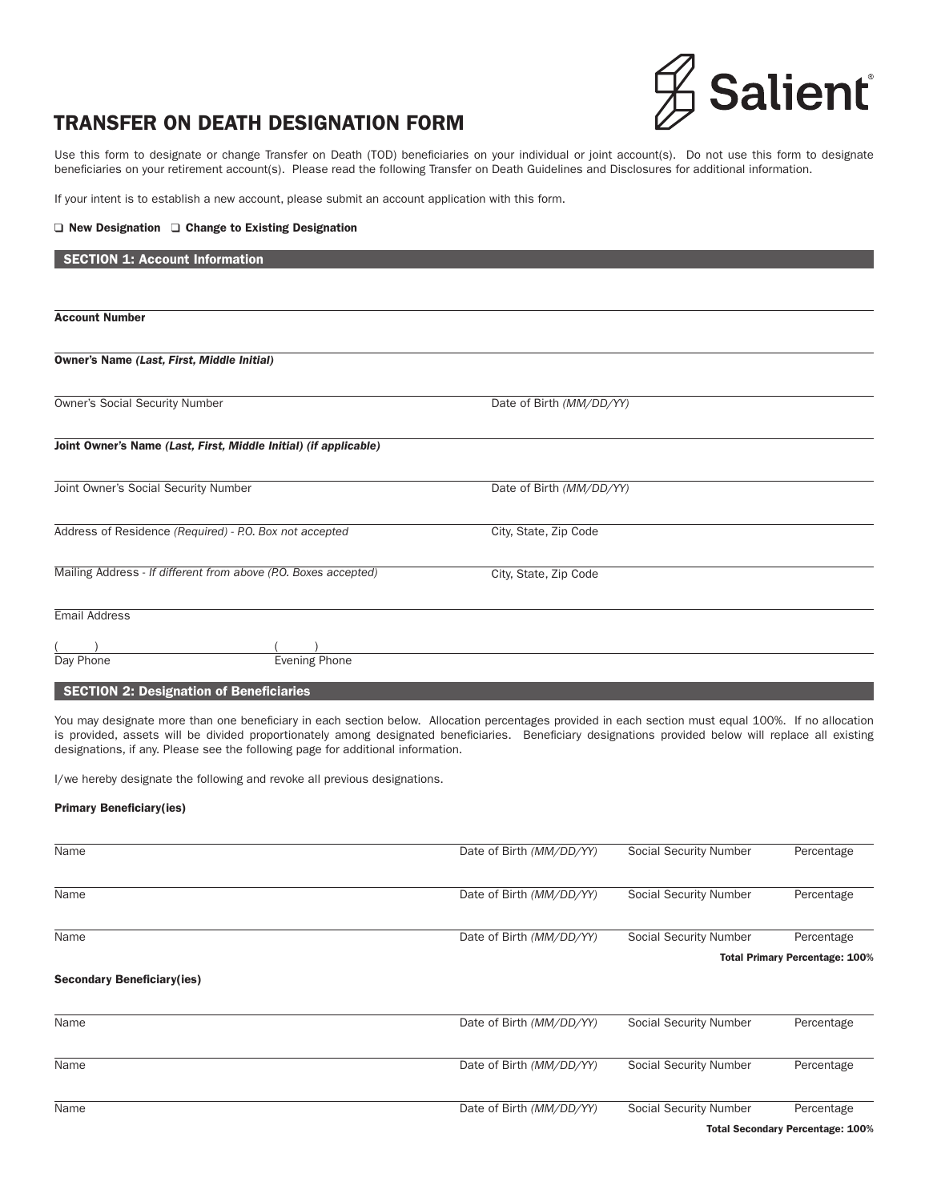Salient

# TRANSFER ON DEATH DESIGNATION FORM

Use this form to designate or change Transfer on Death (TOD) beneficiaries on your individual or joint account(s). Do not use this form to designate beneficiaries on your retirement account(s). Please read the following Transfer on Death Guidelines and Disclosures for additional information.

If your intent is to establish a new account, please submit an account application with this form.

❑ **New Designation** ❑ **Change to Existing Designation**

## SECTION 1: Account Information

**Account Number**

**Owner's Name** ***(Last, First, Middle Initial)***

Owner's Social Security Number | Date of Birth *(MM/DD/YY)*

**Joint Owner's Name** ***(Last, First, Middle Initial) (if applicable)***

Joint Owner's Social Security Number | Date of Birth *(MM/DD/YY)*

Address of Residence *(Required) - P.O. Box not accepted* | City, State, Zip Code

Mailing Address - *If different from above (P.O. Boxes accepted)* | City, State, Zip Code

Email Address

(      ) Day Phone | (      ) Evening Phone

## SECTION 2: Designation of Beneficiaries

You may designate more than one beneficiary in each section below. Allocation percentages provided in each section must equal 100%. If no allocation is provided, assets will be divided proportionately among designated beneficiaries. Beneficiary designations provided below will replace all existing designations, if any. Please see the following page for additional information.

I/we hereby designate the following and revoke all previous designations.

**Primary Beneficiary(ies)**

| Name | Date of Birth *(MM/DD/YY)* | Social Security Number | Percentage |
|---|---|---|---|
| Name | Date of Birth *(MM/DD/YY)* | Social Security Number | Percentage |
| Name | Date of Birth *(MM/DD/YY)* | Social Security Number | Percentage |

**Total Primary Percentage: 100%**

**Secondary Beneficiary(ies)**

| Name | Date of Birth *(MM/DD/YY)* | Social Security Number | Percentage |
|---|---|---|---|
| Name | Date of Birth *(MM/DD/YY)* | Social Security Number | Percentage |
| Name | Date of Birth *(MM/DD/YY)* | Social Security Number | Percentage |

**Total Secondary Percentage: 100%**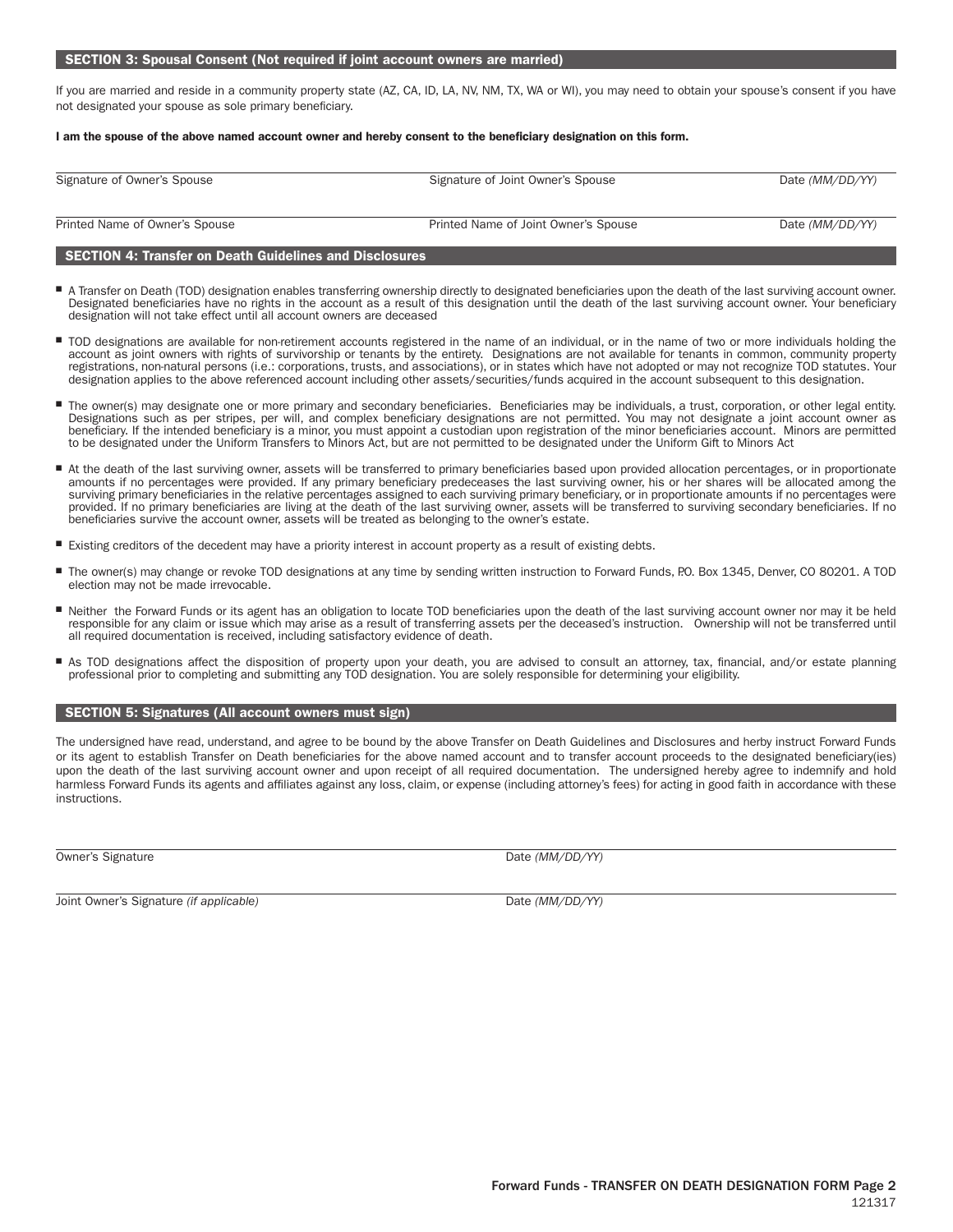## SECTION 3: Spousal Consent (Not required if joint account owners are married)

If you are married and reside in a community property state (AZ, CA, ID, LA, NV, NM, TX, WA or WI), you may need to obtain your spouse's consent if you have not designated your spouse as sole primary beneficiary.

**I am the spouse of the above named account owner and hereby consent to the beneficiary designation on this form.**

| | | |
|---|---|---|
| Signature of Owner's Spouse | Signature of Joint Owner's Spouse | Date *(MM/DD/YY)* |
| Printed Name of Owner's Spouse | Printed Name of Joint Owner's Spouse | Date *(MM/DD/YY)* |

## SECTION 4: Transfer on Death Guidelines and Disclosures

- A Transfer on Death (TOD) designation enables transferring ownership directly to designated beneficiaries upon the death of the last surviving account owner. Designated beneficiaries have no rights in the account as a result of this designation until the death of the last surviving account owner. Your beneficiary designation will not take effect until all account owners are deceased
- TOD designations are available for non-retirement accounts registered in the name of an individual, or in the name of two or more individuals holding the account as joint owners with rights of survivorship or tenants by the entirety. Designations are not available for tenants in common, community property registrations, non-natural persons (i.e.: corporations, trusts, and associations), or in states which have not adopted or may not recognize TOD statutes. Your designation applies to the above referenced account including other assets/securities/funds acquired in the account subsequent to this designation.
- The owner(s) may designate one or more primary and secondary beneficiaries. Beneficiaries may be individuals, a trust, corporation, or other legal entity. Designations such as per stripes, per will, and complex beneficiary designations are not permitted. You may not designate a joint account owner as beneficiary. If the intended beneficiary is a minor, you must appoint a custodian upon registration of the minor beneficiaries account. Minors are permitted to be designated under the Uniform Transfers to Minors Act, but are not permitted to be designated under the Uniform Gift to Minors Act
- At the death of the last surviving owner, assets will be transferred to primary beneficiaries based upon provided allocation percentages, or in proportionate amounts if no percentages were provided. If any primary beneficiary predeceases the last surviving owner, his or her shares will be allocated among the surviving primary beneficiaries in the relative percentages assigned to each surviving primary beneficiary, or in proportionate amounts if no percentages were provided. If no primary beneficiaries are living at the death of the last surviving owner, assets will be transferred to surviving secondary beneficiaries. If no beneficiaries survive the account owner, assets will be treated as belonging to the owner's estate.
- Existing creditors of the decedent may have a priority interest in account property as a result of existing debts.
- The owner(s) may change or revoke TOD designations at any time by sending written instruction to Forward Funds, P.O. Box 1345, Denver, CO 80201. A TOD election may not be made irrevocable.
- Neither the Forward Funds or its agent has an obligation to locate TOD beneficiaries upon the death of the last surviving account owner nor may it be held responsible for any claim or issue which may arise as a result of transferring assets per the deceased's instruction. Ownership will not be transferred until all required documentation is received, including satisfactory evidence of death.
- As TOD designations affect the disposition of property upon your death, you are advised to consult an attorney, tax, financial, and/or estate planning professional prior to completing and submitting any TOD designation. You are solely responsible for determining your eligibility.

## SECTION 5: Signatures (All account owners must sign)

The undersigned have read, understand, and agree to be bound by the above Transfer on Death Guidelines and Disclosures and herby instruct Forward Funds or its agent to establish Transfer on Death beneficiaries for the above named account and to transfer account proceeds to the designated beneficiary(ies) upon the death of the last surviving account owner and upon receipt of all required documentation. The undersigned hereby agree to indemnify and hold harmless Forward Funds its agents and affiliates against any loss, claim, or expense (including attorney's fees) for acting in good faith in accordance with these instructions.

| | |
|---|---|
| Owner's Signature | Date *(MM/DD/YY)* |
| Joint Owner's Signature *(if applicable)* | Date *(MM/DD/YY)* |

Forward Funds - TRANSFER ON DEATH DESIGNATION FORM Page 2

121317